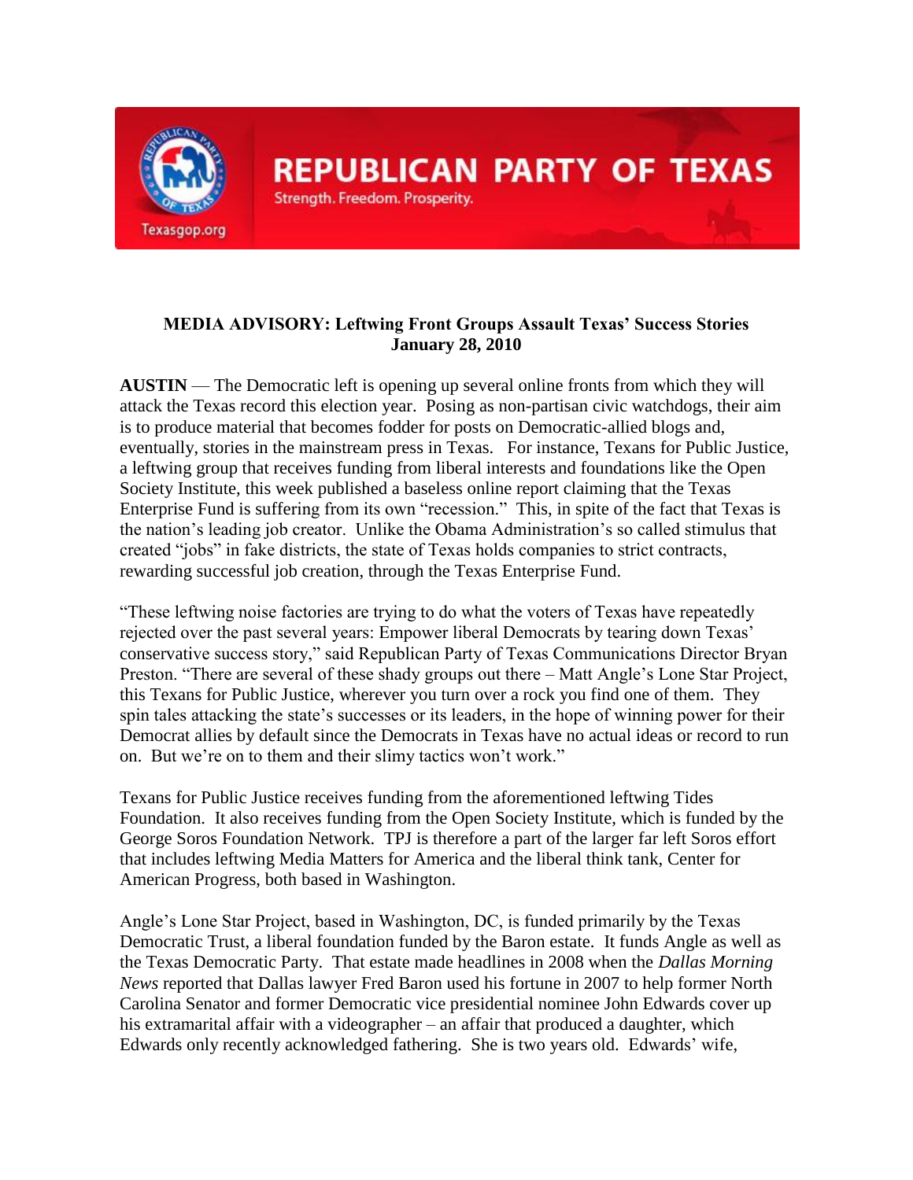REPUBLICAN PARTY OF TEXAS

Strength. Freedom. Prosperity.

Texasgop.org

**MEDIA ADVISORY: Leftwing Front Groups Assault Texas' Success Stories**
**January 28, 2010**

**AUSTIN** — The Democratic left is opening up several online fronts from which they will attack the Texas record this election year. Posing as non-partisan civic watchdogs, their aim is to produce material that becomes fodder for posts on Democratic-allied blogs and, eventually, stories in the mainstream press in Texas. For instance, Texans for Public Justice, a leftwing group that receives funding from liberal interests and foundations like the Open Society Institute, this week published a baseless online report claiming that the Texas Enterprise Fund is suffering from its own "recession." This, in spite of the fact that Texas is the nation's leading job creator. Unlike the Obama Administration's so called stimulus that created "jobs" in fake districts, the state of Texas holds companies to strict contracts, rewarding successful job creation, through the Texas Enterprise Fund.

"These leftwing noise factories are trying to do what the voters of Texas have repeatedly rejected over the past several years: Empower liberal Democrats by tearing down Texas' conservative success story," said Republican Party of Texas Communications Director Bryan Preston. "There are several of these shady groups out there – Matt Angle's Lone Star Project, this Texans for Public Justice, wherever you turn over a rock you find one of them. They spin tales attacking the state's successes or its leaders, in the hope of winning power for their Democrat allies by default since the Democrats in Texas have no actual ideas or record to run on. But we're on to them and their slimy tactics won't work."

Texans for Public Justice receives funding from the aforementioned leftwing Tides Foundation. It also receives funding from the Open Society Institute, which is funded by the George Soros Foundation Network. TPJ is therefore a part of the larger far left Soros effort that includes leftwing Media Matters for America and the liberal think tank, Center for American Progress, both based in Washington.

Angle's Lone Star Project, based in Washington, DC, is funded primarily by the Texas Democratic Trust, a liberal foundation funded by the Baron estate. It funds Angle as well as the Texas Democratic Party. That estate made headlines in 2008 when the *Dallas Morning News* reported that Dallas lawyer Fred Baron used his fortune in 2007 to help former North Carolina Senator and former Democratic vice presidential nominee John Edwards cover up his extramarital affair with a videographer – an affair that produced a daughter, which Edwards only recently acknowledged fathering. She is two years old. Edwards' wife,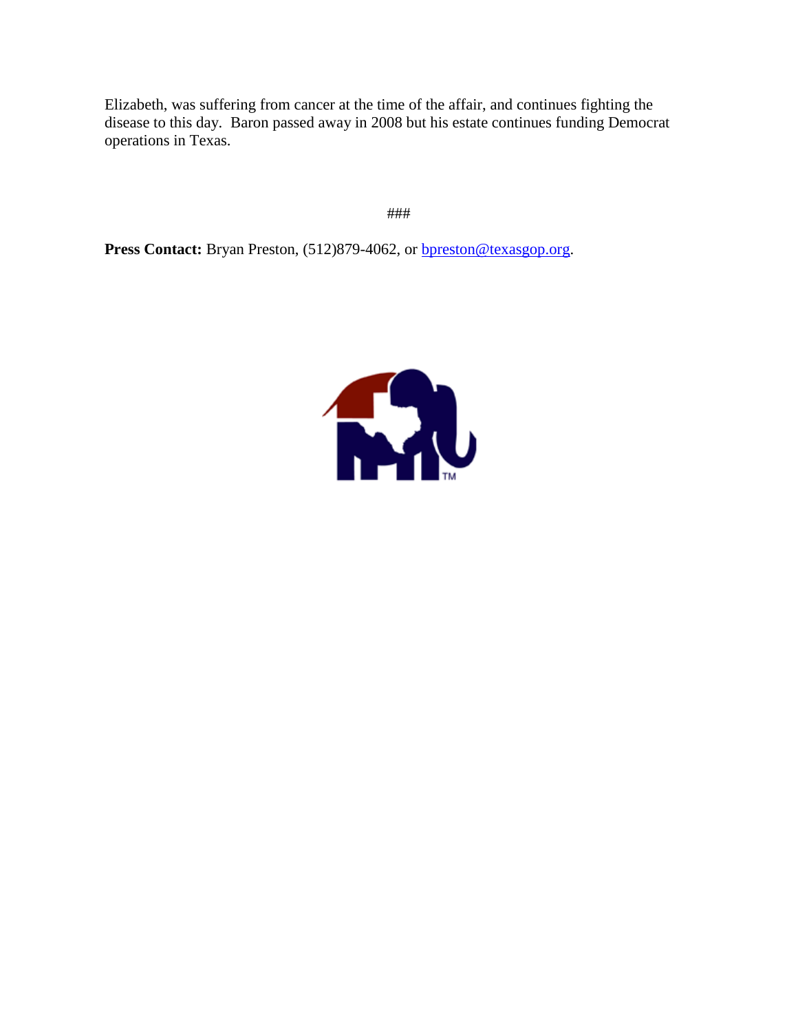Elizabeth, was suffering from cancer at the time of the affair, and continues fighting the disease to this day. Baron passed away in 2008 but his estate continues funding Democrat operations in Texas.

###

**Press Contact:** Bryan Preston, (512)879-4062, or bpreston@texasgop.org.